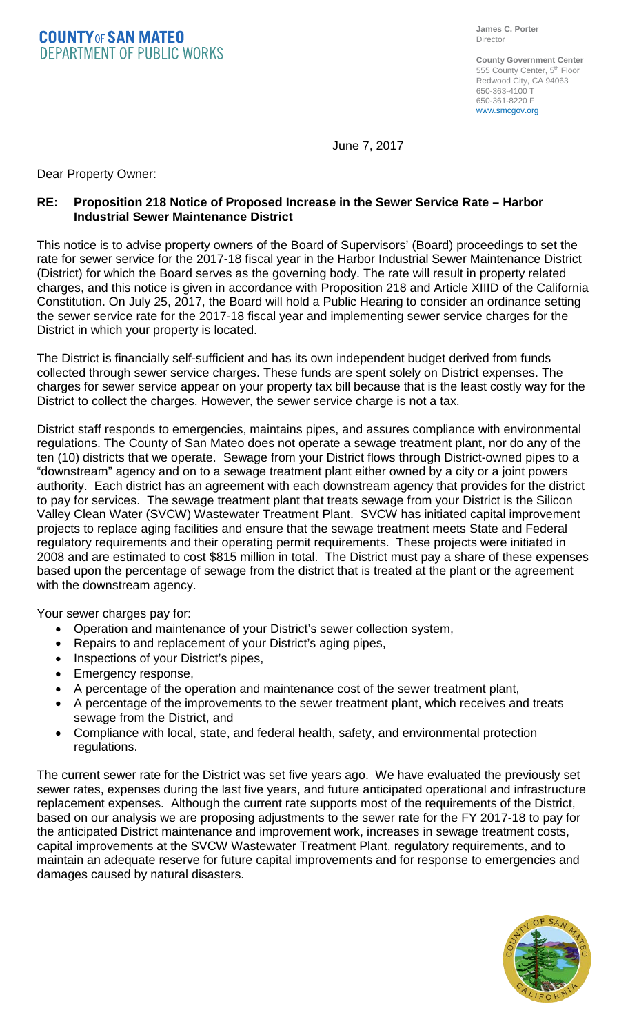**COUNTY OF SAN MATEO**
**DEPARTMENT OF PUBLIC WORKS**

**James C. Porter**
Director

**County Government Center**
555 County Center, 5th Floor
Redwood City, CA 94063
650-363-4100 T
650-361-8220 F
www.smcgov.org

June 7, 2017

Dear Property Owner:

**RE: Proposition 218 Notice of Proposed Increase in the Sewer Service Rate – Harbor Industrial Sewer Maintenance District**

This notice is to advise property owners of the Board of Supervisors' (Board) proceedings to set the rate for sewer service for the 2017-18 fiscal year in the Harbor Industrial Sewer Maintenance District (District) for which the Board serves as the governing body. The rate will result in property related charges, and this notice is given in accordance with Proposition 218 and Article XIIID of the California Constitution. On July 25, 2017, the Board will hold a Public Hearing to consider an ordinance setting the sewer service rate for the 2017-18 fiscal year and implementing sewer service charges for the District in which your property is located.

The District is financially self-sufficient and has its own independent budget derived from funds collected through sewer service charges. These funds are spent solely on District expenses. The charges for sewer service appear on your property tax bill because that is the least costly way for the District to collect the charges. However, the sewer service charge is not a tax.

District staff responds to emergencies, maintains pipes, and assures compliance with environmental regulations. The County of San Mateo does not operate a sewage treatment plant, nor do any of the ten (10) districts that we operate. Sewage from your District flows through District-owned pipes to a "downstream" agency and on to a sewage treatment plant either owned by a city or a joint powers authority. Each district has an agreement with each downstream agency that provides for the district to pay for services. The sewage treatment plant that treats sewage from your District is the Silicon Valley Clean Water (SVCW) Wastewater Treatment Plant. SVCW has initiated capital improvement projects to replace aging facilities and ensure that the sewage treatment meets State and Federal regulatory requirements and their operating permit requirements. These projects were initiated in 2008 and are estimated to cost $815 million in total. The District must pay a share of these expenses based upon the percentage of sewage from the district that is treated at the plant or the agreement with the downstream agency.

Your sewer charges pay for:

- Operation and maintenance of your District's sewer collection system,
- Repairs to and replacement of your District's aging pipes,
- Inspections of your District's pipes,
- Emergency response,
- A percentage of the operation and maintenance cost of the sewer treatment plant,
- A percentage of the improvements to the sewer treatment plant, which receives and treats sewage from the District, and
- Compliance with local, state, and federal health, safety, and environmental protection regulations.

The current sewer rate for the District was set five years ago. We have evaluated the previously set sewer rates, expenses during the last five years, and future anticipated operational and infrastructure replacement expenses. Although the current rate supports most of the requirements of the District, based on our analysis we are proposing adjustments to the sewer rate for the FY 2017-18 to pay for the anticipated District maintenance and improvement work, increases in sewage treatment costs, capital improvements at the SVCW Wastewater Treatment Plant, regulatory requirements, and to maintain an adequate reserve for future capital improvements and for response to emergencies and damages caused by natural disasters.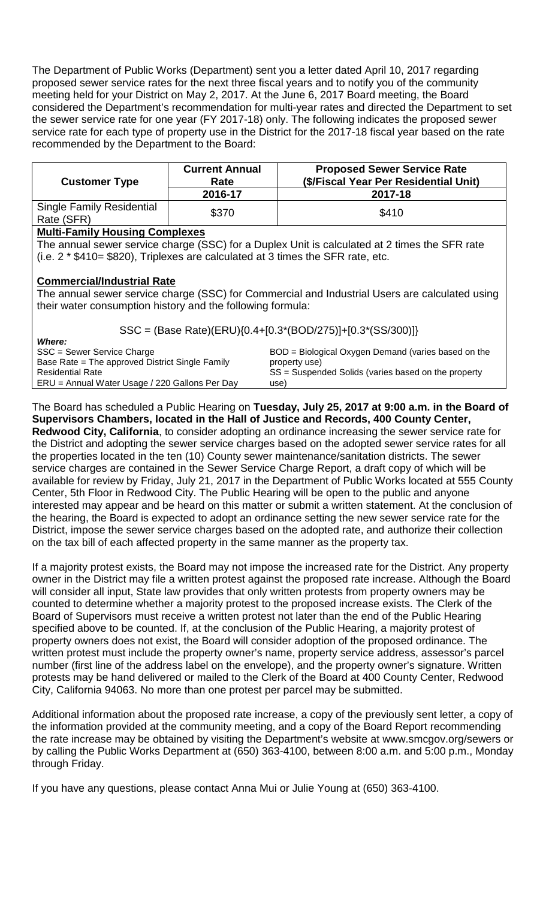The Department of Public Works (Department) sent you a letter dated April 10, 2017 regarding proposed sewer service rates for the next three fiscal years and to notify you of the community meeting held for your District on May 2, 2017. At the June 6, 2017 Board meeting, the Board considered the Department's recommendation for multi-year rates and directed the Department to set the sewer service rate for one year (FY 2017-18) only. The following indicates the proposed sewer service rate for each type of property use in the District for the 2017-18 fiscal year based on the rate recommended by the Department to the Board:

| Customer Type | Current Annual Rate | Proposed Sewer Service Rate ($/Fiscal Year Per Residential Unit) |
|---|---|---|
| | 2016-17 | 2017-18 |
| Single Family Residential Rate (SFR) | $370 | $410 |

**Multi-Family Housing Complexes**

The annual sewer service charge (SSC) for a Duplex Unit is calculated at 2 times the SFR rate (i.e. 2 * $410= $820), Triplexes are calculated at 3 times the SFR rate, etc.

**Commercial/Industrial Rate**

The annual sewer service charge (SSC) for Commercial and Industrial Users are calculated using their water consumption history and the following formula:

$$SSC = (\text{Base Rate})(ERU)\{0.4+[0.3*(BOD/275)]+[0.3*(SS/300)]\}$$

***Where:***

SSC = Sewer Service Charge

Base Rate = The approved District Single Family Residential Rate

ERU = Annual Water Usage / 220 Gallons Per Day

BOD = Biological Oxygen Demand (varies based on the property use)

SS = Suspended Solids (varies based on the property use)

The Board has scheduled a Public Hearing on **Tuesday, July 25, 2017 at 9:00 a.m. in the Board of Supervisors Chambers, located in the Hall of Justice and Records, 400 County Center, Redwood City, California**, to consider adopting an ordinance increasing the sewer service rate for the District and adopting the sewer service charges based on the adopted sewer service rates for all the properties located in the ten (10) County sewer maintenance/sanitation districts. The sewer service charges are contained in the Sewer Service Charge Report, a draft copy of which will be available for review by Friday, July 21, 2017 in the Department of Public Works located at 555 County Center, 5th Floor in Redwood City. The Public Hearing will be open to the public and anyone interested may appear and be heard on this matter or submit a written statement. At the conclusion of the hearing, the Board is expected to adopt an ordinance setting the new sewer service rate for the District, impose the sewer service charges based on the adopted rate, and authorize their collection on the tax bill of each affected property in the same manner as the property tax.

If a majority protest exists, the Board may not impose the increased rate for the District. Any property owner in the District may file a written protest against the proposed rate increase. Although the Board will consider all input, State law provides that only written protests from property owners may be counted to determine whether a majority protest to the proposed increase exists. The Clerk of the Board of Supervisors must receive a written protest not later than the end of the Public Hearing specified above to be counted. If, at the conclusion of the Public Hearing, a majority protest of property owners does not exist, the Board will consider adoption of the proposed ordinance. The written protest must include the property owner's name, property service address, assessor's parcel number (first line of the address label on the envelope), and the property owner's signature. Written protests may be hand delivered or mailed to the Clerk of the Board at 400 County Center, Redwood City, California 94063. No more than one protest per parcel may be submitted.

Additional information about the proposed rate increase, a copy of the previously sent letter, a copy of the information provided at the community meeting, and a copy of the Board Report recommending the rate increase may be obtained by visiting the Department's website at www.smcgov.org/sewers or by calling the Public Works Department at (650) 363-4100, between 8:00 a.m. and 5:00 p.m., Monday through Friday.

If you have any questions, please contact Anna Mui or Julie Young at (650) 363-4100.